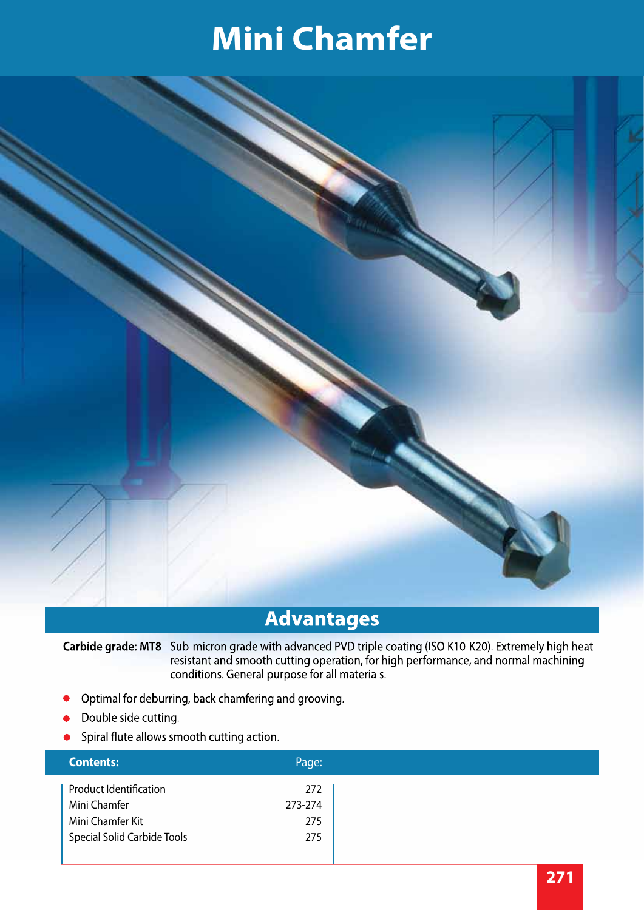# Mini Chamfer

## Advantages

**Carbide grade: MT8** Sub-micron grade with advanced PVD triple coating (ISO K10-K20). Extremely high heat resistant and smooth cutting operation, for high performance, and normal machining conditions. General purpose for all materials.

- Optimal for deburring, back chamfering and grooving.
- Double side cutting.
- Spiral flute allows smooth cutting action.

| Contents: | Page: |
|---|---|
| Product Identification | 272 |
| Mini Chamfer | 273-274 |
| Mini Chamfer Kit | 275 |
| Special Solid Carbide Tools | 275 |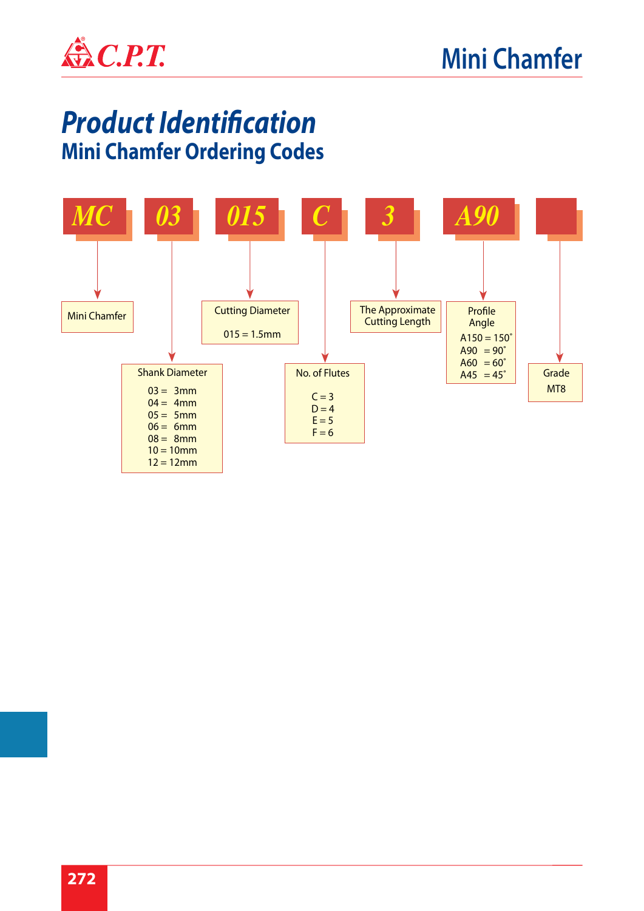# Mini Chamfer

## *Product Identification*

### Mini Chamfer Ordering Codes

**MC** **03** **015** **C** **3** **A90** **[ ]**

- **MC** — Mini Chamfer
- **03** — Shank Diameter
  - 03 = 3mm
  - 04 = 4mm
  - 05 = 5mm
  - 06 = 6mm
  - 08 = 8mm
  - 10 = 10mm
  - 12 = 12mm
- **015** — Cutting Diameter
  - 015 = 1.5mm
- **C** — No. of Flutes
  - C = 3
  - D = 4
  - E = 5
  - F = 6
- **3** — The Approximate Cutting Length
- **A90** — Profile Angle
  - A150 = 150˚
  - A90 = 90˚
  - A60 = 60˚
  - A45 = 45˚
- **[ ]** — Grade
  - MT8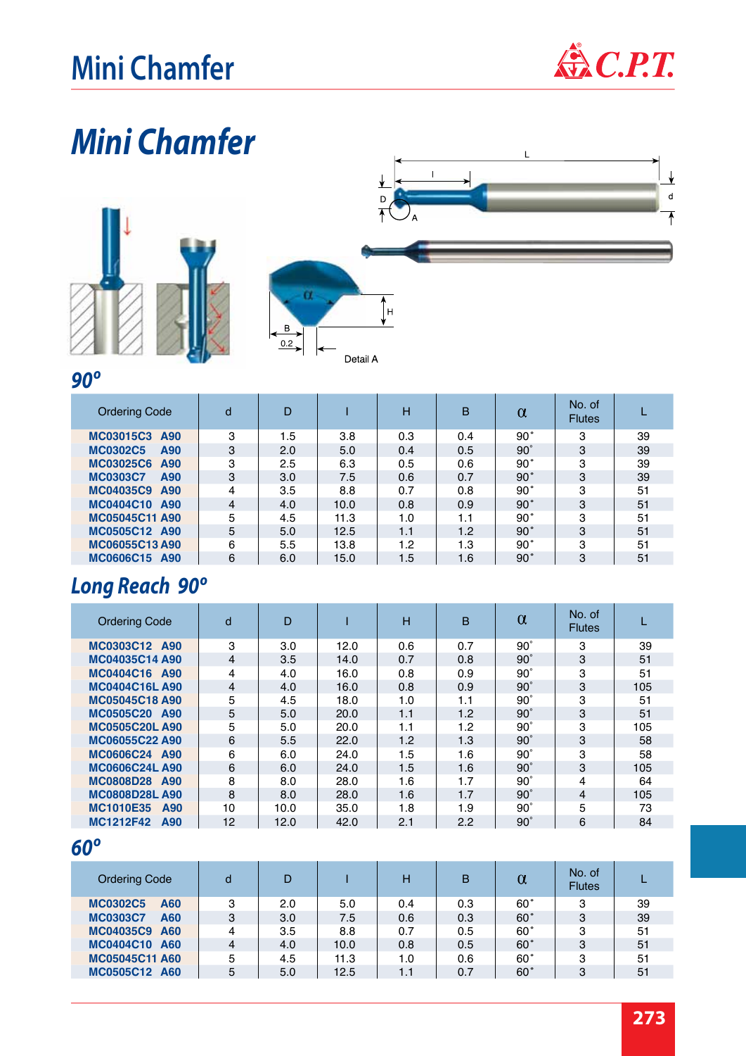# Mini Chamfer

## Mini Chamfer

L
l
D
d
A
H
B
0.2
α
Detail A

### 90°

| Ordering Code | d | D | l | H | B | α | No. of Flutes | L |
|---|---|---|---|---|---|---|---|---|
| MC03015C3 A90 | 3 | 1.5 | 3.8 | 0.3 | 0.4 | 90° | 3 | 39 |
| MC0302C5 A90 | 3 | 2.0 | 5.0 | 0.4 | 0.5 | 90° | 3 | 39 |
| MC03025C6 A90 | 3 | 2.5 | 6.3 | 0.5 | 0.6 | 90° | 3 | 39 |
| MC0303C7 A90 | 3 | 3.0 | 7.5 | 0.6 | 0.7 | 90° | 3 | 39 |
| MC04035C9 A90 | 4 | 3.5 | 8.8 | 0.7 | 0.8 | 90° | 3 | 51 |
| MC0404C10 A90 | 4 | 4.0 | 10.0 | 0.8 | 0.9 | 90° | 3 | 51 |
| MC05045C11 A90 | 5 | 4.5 | 11.3 | 1.0 | 1.1 | 90° | 3 | 51 |
| MC0505C12 A90 | 5 | 5.0 | 12.5 | 1.1 | 1.2 | 90° | 3 | 51 |
| MC06055C13 A90 | 6 | 5.5 | 13.8 | 1.2 | 1.3 | 90° | 3 | 51 |
| MC0606C15 A90 | 6 | 6.0 | 15.0 | 1.5 | 1.6 | 90° | 3 | 51 |

### Long Reach 90°

| Ordering Code | d | D | l | H | B | α | No. of Flutes | L |
|---|---|---|---|---|---|---|---|---|
| MC0303C12 A90 | 3 | 3.0 | 12.0 | 0.6 | 0.7 | 90° | 3 | 39 |
| MC04035C14 A90 | 4 | 3.5 | 14.0 | 0.7 | 0.8 | 90° | 3 | 51 |
| MC0404C16 A90 | 4 | 4.0 | 16.0 | 0.8 | 0.9 | 90° | 3 | 51 |
| MC0404C16L A90 | 4 | 4.0 | 16.0 | 0.8 | 0.9 | 90° | 3 | 105 |
| MC05045C18 A90 | 5 | 4.5 | 18.0 | 1.0 | 1.1 | 90° | 3 | 51 |
| MC0505C20 A90 | 5 | 5.0 | 20.0 | 1.1 | 1.2 | 90° | 3 | 51 |
| MC0505C20L A90 | 5 | 5.0 | 20.0 | 1.1 | 1.2 | 90° | 3 | 105 |
| MC06055C22 A90 | 6 | 5.5 | 22.0 | 1.2 | 1.3 | 90° | 3 | 58 |
| MC0606C24 A90 | 6 | 6.0 | 24.0 | 1.5 | 1.6 | 90° | 3 | 58 |
| MC0606C24L A90 | 6 | 6.0 | 24.0 | 1.5 | 1.6 | 90° | 3 | 105 |
| MC0808D28 A90 | 8 | 8.0 | 28.0 | 1.6 | 1.7 | 90° | 4 | 64 |
| MC0808D28L A90 | 8 | 8.0 | 28.0 | 1.6 | 1.7 | 90° | 4 | 105 |
| MC1010E35 A90 | 10 | 10.0 | 35.0 | 1.8 | 1.9 | 90° | 5 | 73 |
| MC1212F42 A90 | 12 | 12.0 | 42.0 | 2.1 | 2.2 | 90° | 6 | 84 |

### 60°

| Ordering Code | d | D | l | H | B | α | No. of Flutes | L |
|---|---|---|---|---|---|---|---|---|
| MC0302C5 A60 | 3 | 2.0 | 5.0 | 0.4 | 0.3 | 60° | 3 | 39 |
| MC0303C7 A60 | 3 | 3.0 | 7.5 | 0.6 | 0.3 | 60° | 3 | 39 |
| MC04035C9 A60 | 4 | 3.5 | 8.8 | 0.7 | 0.5 | 60° | 3 | 51 |
| MC0404C10 A60 | 4 | 4.0 | 10.0 | 0.8 | 0.5 | 60° | 3 | 51 |
| MC05045C11 A60 | 5 | 4.5 | 11.3 | 1.0 | 0.6 | 60° | 3 | 51 |
| MC0505C12 A60 | 5 | 5.0 | 12.5 | 1.1 | 0.7 | 60° | 3 | 51 |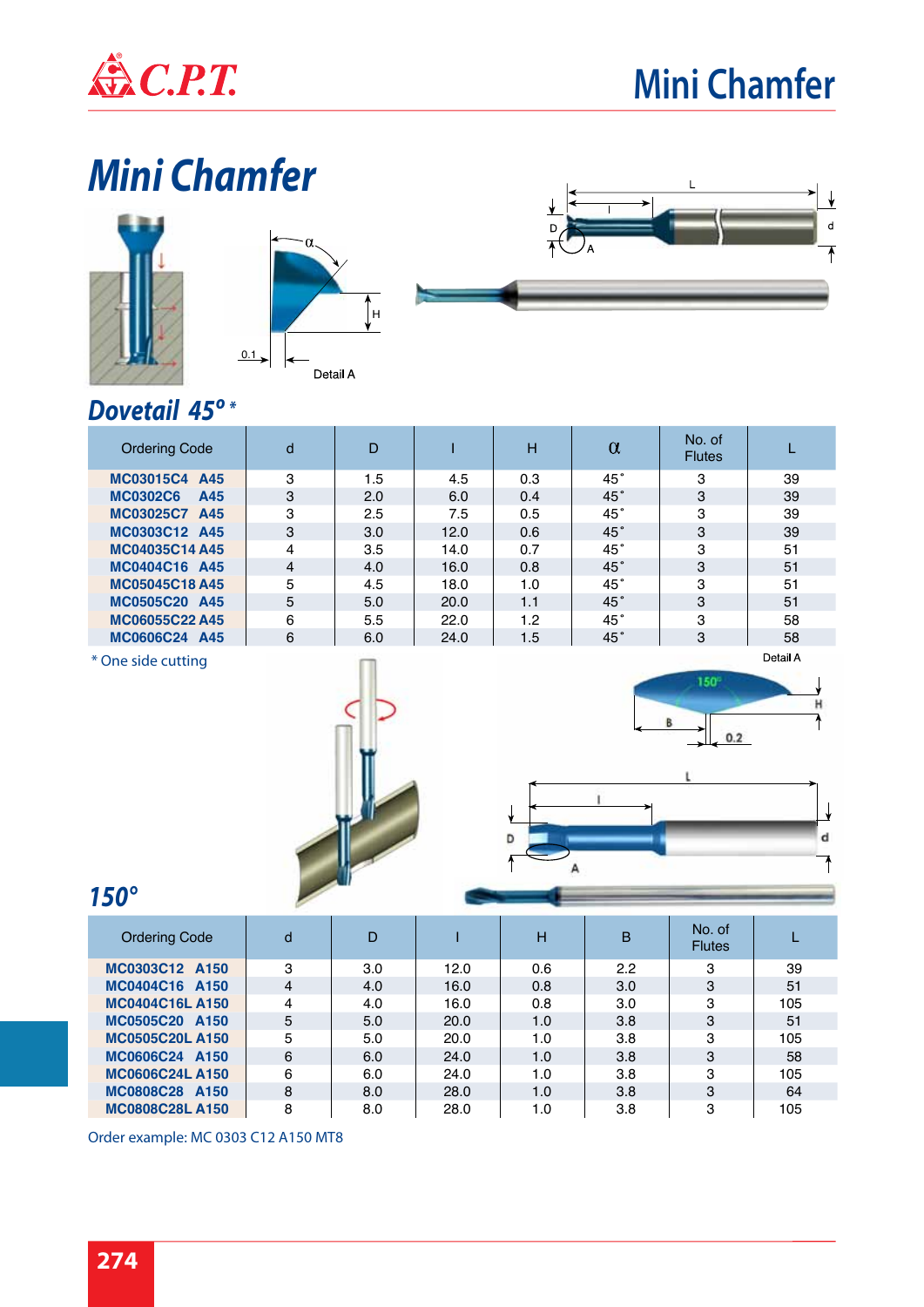# Mini Chamfer

## Dovetail 45° *

| Ordering Code | d | D | l | H | α | No. of Flutes | L |
|---|---|---|---|---|---|---|---|
| MC03015C4 A45 | 3 | 1.5 | 4.5 | 0.3 | 45° | 3 | 39 |
| MC0302C6 A45 | 3 | 2.0 | 6.0 | 0.4 | 45° | 3 | 39 |
| MC03025C7 A45 | 3 | 2.5 | 7.5 | 0.5 | 45° | 3 | 39 |
| MC0303C12 A45 | 3 | 3.0 | 12.0 | 0.6 | 45° | 3 | 39 |
| MC04035C14 A45 | 4 | 3.5 | 14.0 | 0.7 | 45° | 3 | 51 |
| MC0404C16 A45 | 4 | 4.0 | 16.0 | 0.8 | 45° | 3 | 51 |
| MC05045C18 A45 | 5 | 4.5 | 18.0 | 1.0 | 45° | 3 | 51 |
| MC0505C20 A45 | 5 | 5.0 | 20.0 | 1.1 | 45° | 3 | 51 |
| MC06055C22 A45 | 6 | 5.5 | 22.0 | 1.2 | 45° | 3 | 58 |
| MC0606C24 A45 | 6 | 6.0 | 24.0 | 1.5 | 45° | 3 | 58 |

* One side cutting

## 150°

| Ordering Code | d | D | l | H | B | No. of Flutes | L |
|---|---|---|---|---|---|---|---|
| MC0303C12 A150 | 3 | 3.0 | 12.0 | 0.6 | 2.2 | 3 | 39 |
| MC0404C16 A150 | 4 | 4.0 | 16.0 | 0.8 | 3.0 | 3 | 51 |
| MC0404C16L A150 | 4 | 4.0 | 16.0 | 0.8 | 3.0 | 3 | 105 |
| MC0505C20 A150 | 5 | 5.0 | 20.0 | 1.0 | 3.8 | 3 | 51 |
| MC0505C20L A150 | 5 | 5.0 | 20.0 | 1.0 | 3.8 | 3 | 105 |
| MC0606C24 A150 | 6 | 6.0 | 24.0 | 1.0 | 3.8 | 3 | 58 |
| MC0606C24L A150 | 6 | 6.0 | 24.0 | 1.0 | 3.8 | 3 | 105 |
| MC0808C28 A150 | 8 | 8.0 | 28.0 | 1.0 | 3.8 | 3 | 64 |
| MC0808C28L A150 | 8 | 8.0 | 28.0 | 1.0 | 3.8 | 3 | 105 |

Order example: MC 0303 C12 A150 MT8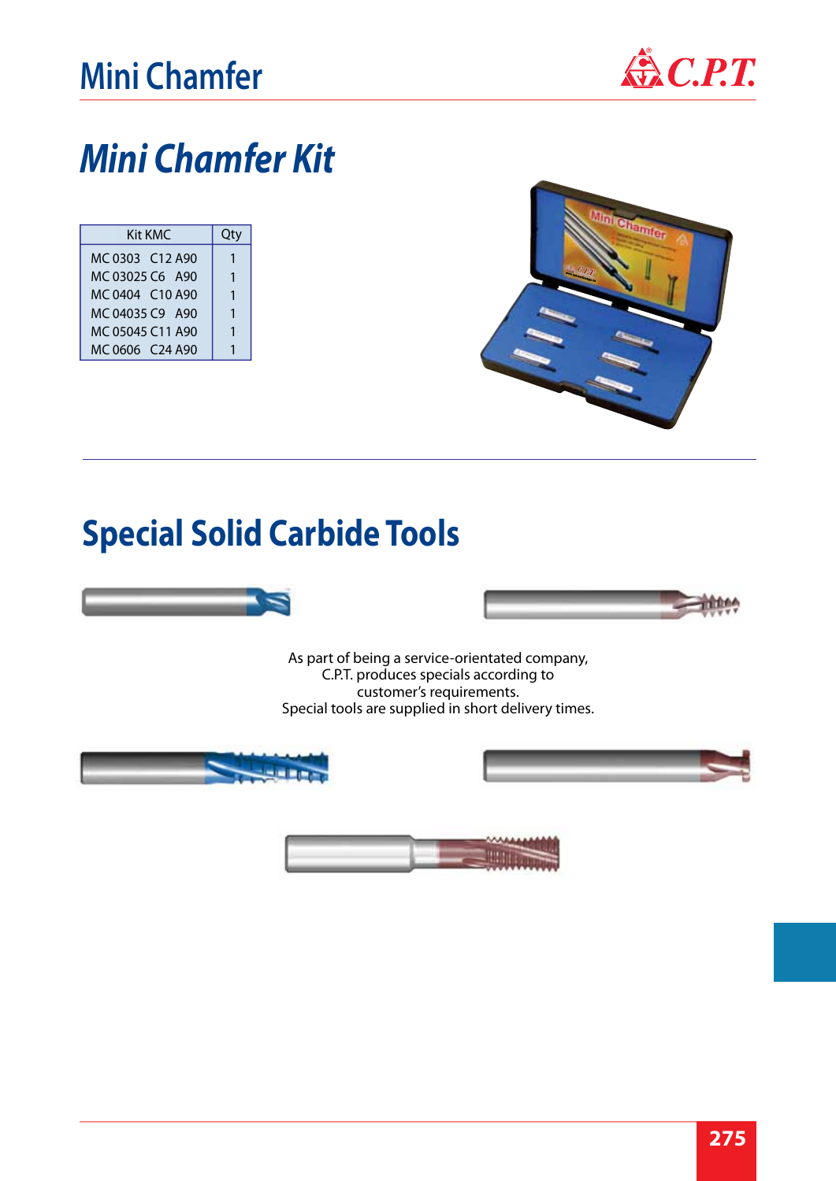# Mini Chamfer

## Mini Chamfer Kit

| Kit KMC | Qty |
|---|---|
| MC 0303 C12 A90 | 1 |
| MC 03025 C6 A90 | 1 |
| MC 0404 C10 A90 | 1 |
| MC 04035 C9 A90 | 1 |
| MC 05045 C11 A90 | 1 |
| MC 0606 C24 A90 | 1 |

## Special Solid Carbide Tools

As part of being a service-orientated company, C.P.T. produces specials according to customer's requirements. Special tools are supplied in short delivery times.